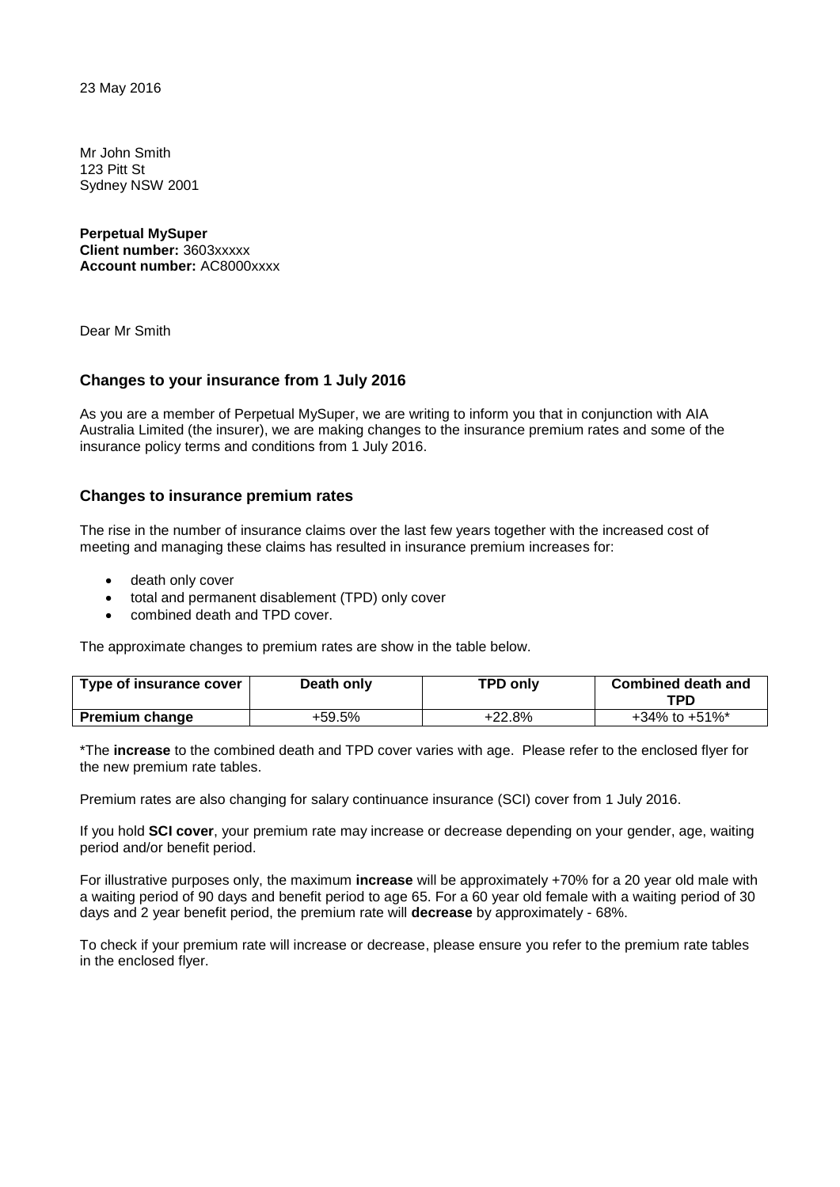23 May 2016

Mr John Smith
123 Pitt St
Sydney NSW 2001

**Perpetual MySuper**
**Client number:** 3603xxxxx
**Account number:** AC8000xxxx

Dear Mr Smith

## Changes to your insurance from 1 July 2016

As you are a member of Perpetual MySuper, we are writing to inform you that in conjunction with AIA Australia Limited (the insurer), we are making changes to the insurance premium rates and some of the insurance policy terms and conditions from 1 July 2016.

## Changes to insurance premium rates

The rise in the number of insurance claims over the last few years together with the increased cost of meeting and managing these claims has resulted in insurance premium increases for:

- death only cover
- total and permanent disablement (TPD) only cover
- combined death and TPD cover.

The approximate changes to premium rates are show in the table below.

| Type of insurance cover | Death only | TPD only | Combined death and TPD |
|---|---|---|---|
| **Premium change** | +59.5% | +22.8% | +34% to +51%* |

*The **increase** to the combined death and TPD cover varies with age. Please refer to the enclosed flyer for the new premium rate tables.

Premium rates are also changing for salary continuance insurance (SCI) cover from 1 July 2016.

If you hold **SCI cover**, your premium rate may increase or decrease depending on your gender, age, waiting period and/or benefit period.

For illustrative purposes only, the maximum **increase** will be approximately +70% for a 20 year old male with a waiting period of 90 days and benefit period to age 65. For a 60 year old female with a waiting period of 30 days and 2 year benefit period, the premium rate will **decrease** by approximately - 68%.

To check if your premium rate will increase or decrease, please ensure you refer to the premium rate tables in the enclosed flyer.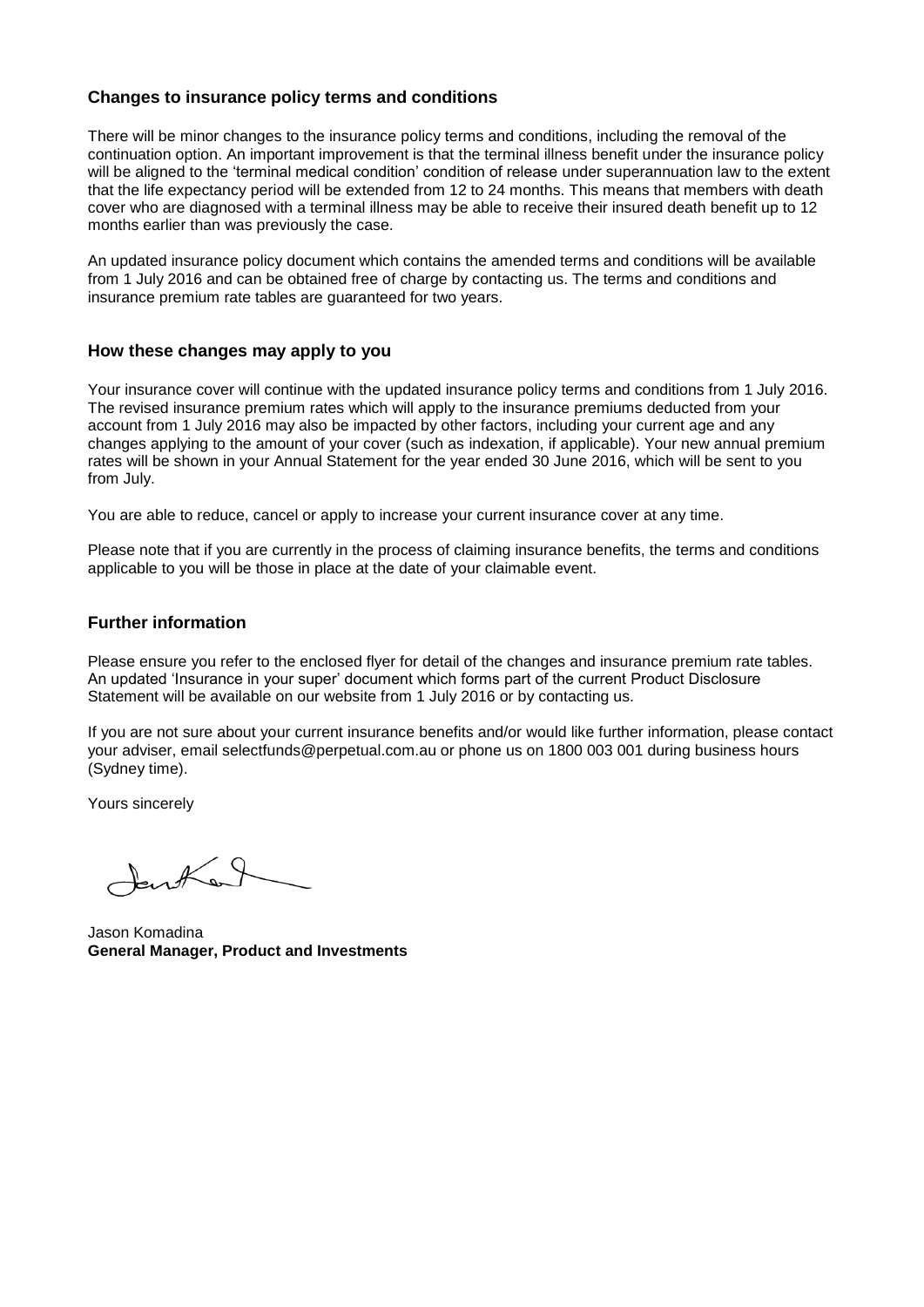## Changes to insurance policy terms and conditions

There will be minor changes to the insurance policy terms and conditions, including the removal of the continuation option. An important improvement is that the terminal illness benefit under the insurance policy will be aligned to the 'terminal medical condition' condition of release under superannuation law to the extent that the life expectancy period will be extended from 12 to 24 months. This means that members with death cover who are diagnosed with a terminal illness may be able to receive their insured death benefit up to 12 months earlier than was previously the case.

An updated insurance policy document which contains the amended terms and conditions will be available from 1 July 2016 and can be obtained free of charge by contacting us. The terms and conditions and insurance premium rate tables are guaranteed for two years.

## How these changes may apply to you

Your insurance cover will continue with the updated insurance policy terms and conditions from 1 July 2016. The revised insurance premium rates which will apply to the insurance premiums deducted from your account from 1 July 2016 may also be impacted by other factors, including your current age and any changes applying to the amount of your cover (such as indexation, if applicable). Your new annual premium rates will be shown in your Annual Statement for the year ended 30 June 2016, which will be sent to you from July.

You are able to reduce, cancel or apply to increase your current insurance cover at any time.

Please note that if you are currently in the process of claiming insurance benefits, the terms and conditions applicable to you will be those in place at the date of your claimable event.

## Further information

Please ensure you refer to the enclosed flyer for detail of the changes and insurance premium rate tables. An updated 'Insurance in your super' document which forms part of the current Product Disclosure Statement will be available on our website from 1 July 2016 or by contacting us.

If you are not sure about your current insurance benefits and/or would like further information, please contact your adviser, email selectfunds@perpetual.com.au or phone us on 1800 003 001 during business hours (Sydney time).

Yours sincerely

Jason Komadina
**General Manager, Product and Investments**